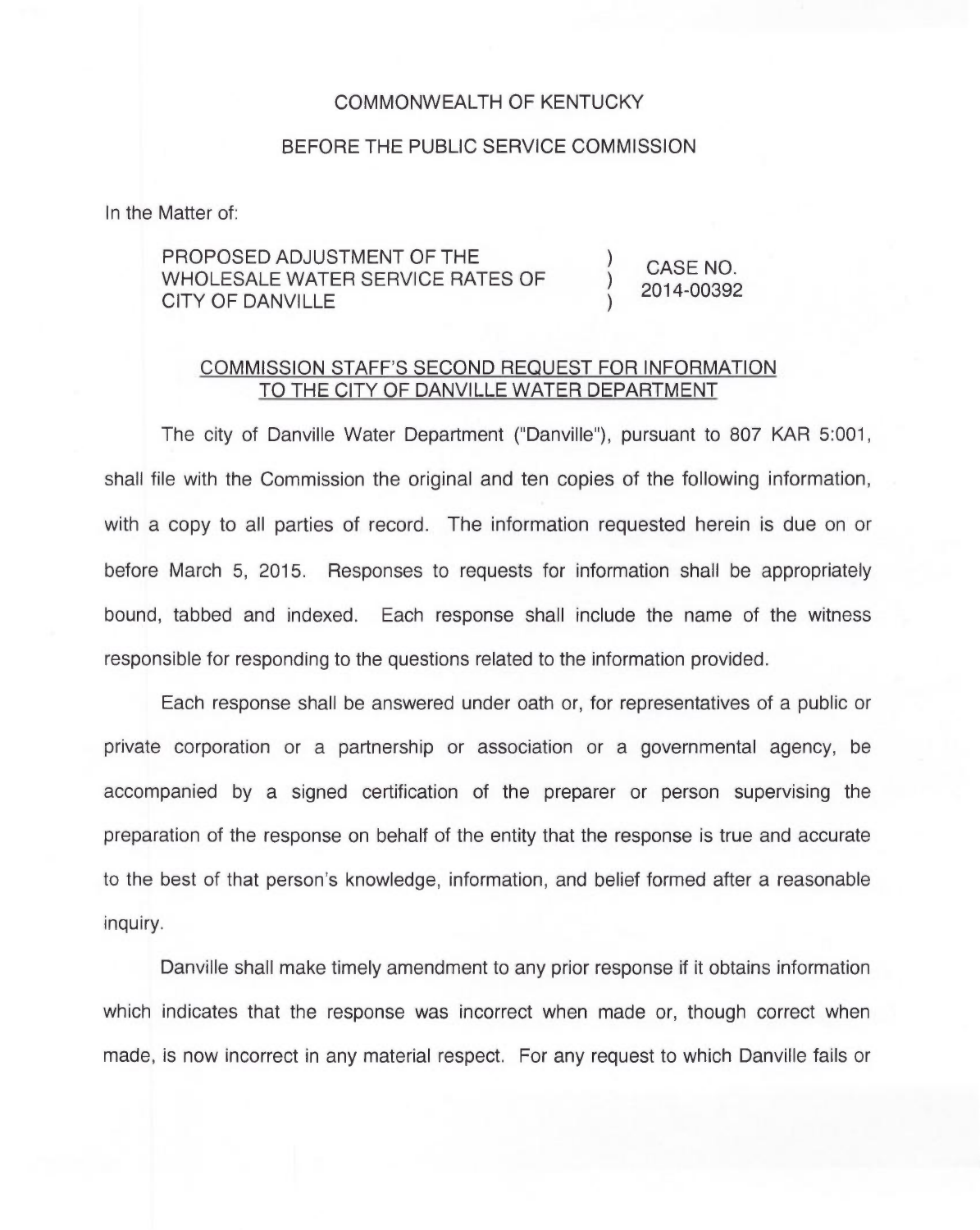COMMONWEALTH OF KENTUCKY

BEFORE THE PUBLIC SERVICE COMMISSION

In the Matter of:

| | | |
|---|---|---|
| PROPOSED ADJUSTMENT OF THE WHOLESALE WATER SERVICE RATES OF CITY OF DANVILLE | ) ) ) | CASE NO. 2014-00392 |

COMMISSION STAFF'S SECOND REQUEST FOR INFORMATION TO THE CITY OF DANVILLE WATER DEPARTMENT

The city of Danville Water Department ("Danville"), pursuant to 807 KAR 5:001, shall file with the Commission the original and ten copies of the following information, with a copy to all parties of record. The information requested herein is due on or before March 5, 2015. Responses to requests for information shall be appropriately bound, tabbed and indexed. Each response shall include the name of the witness responsible for responding to the questions related to the information provided.

Each response shall be answered under oath or, for representatives of a public or private corporation or a partnership or association or a governmental agency, be accompanied by a signed certification of the preparer or person supervising the preparation of the response on behalf of the entity that the response is true and accurate to the best of that person's knowledge, information, and belief formed after a reasonable inquiry.

Danville shall make timely amendment to any prior response if it obtains information which indicates that the response was incorrect when made or, though correct when made, is now incorrect in any material respect. For any request to which Danville fails or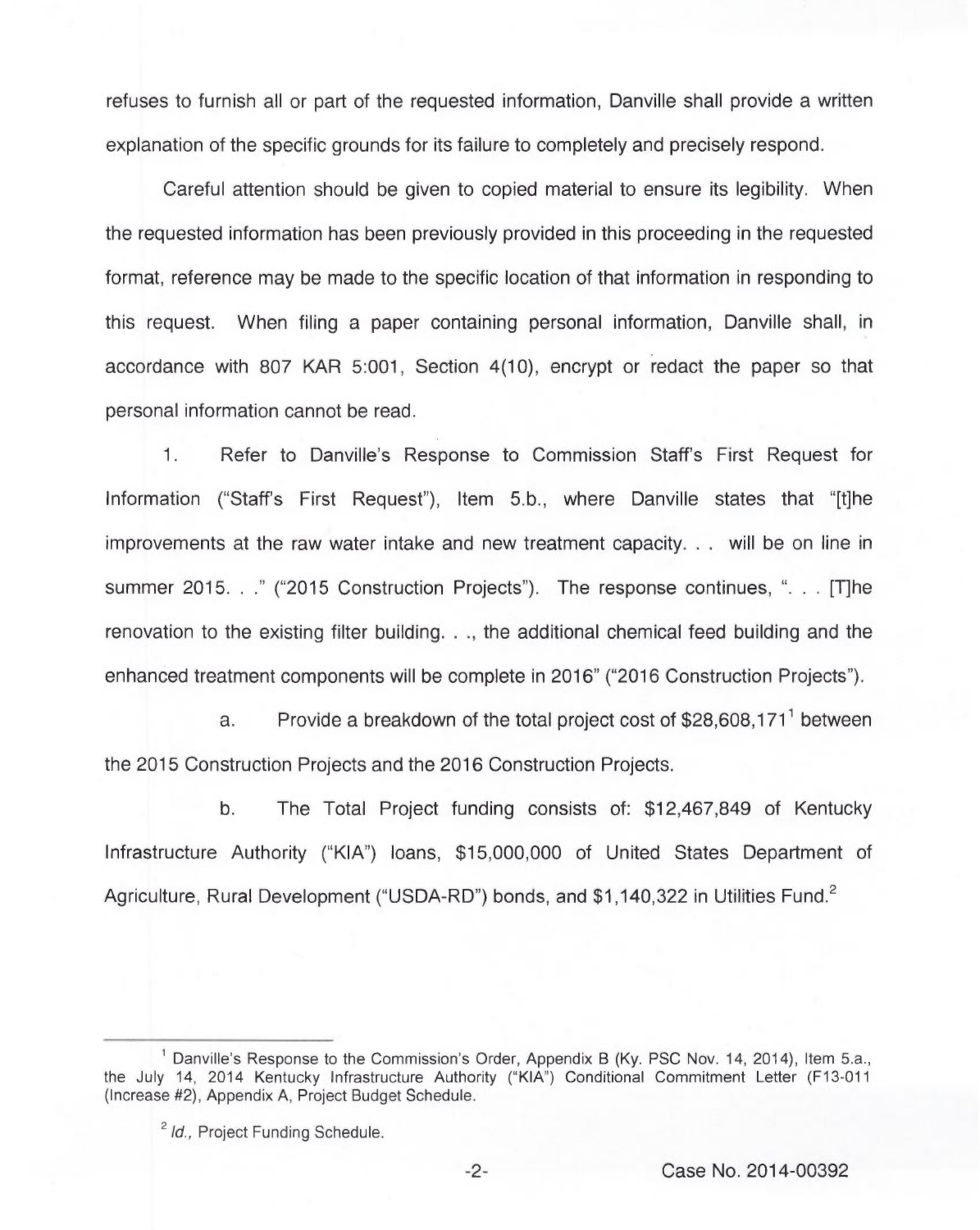refuses to furnish all or part of the requested information, Danville shall provide a written explanation of the specific grounds for its failure to completely and precisely respond.

Careful attention should be given to copied material to ensure its legibility. When the requested information has been previously provided in this proceeding in the requested format, reference may be made to the specific location of that information in responding to this request. When filing a paper containing personal information, Danville shall, in accordance with 807 KAR 5:001, Section 4(10), encrypt or redact the paper so that personal information cannot be read.

1. Refer to Danville's Response to Commission Staff's First Request for Information ("Staff's First Request"), Item 5.b., where Danville states that "[t]he improvements at the raw water intake and new treatment capacity. . . will be on line in summer 2015. . ." ("2015 Construction Projects"). The response continues, ". . . [T]he renovation to the existing filter building. . ., the additional chemical feed building and the enhanced treatment components will be complete in 2016" ("2016 Construction Projects").

   a. Provide a breakdown of the total project cost of $28,608,171[1] between the 2015 Construction Projects and the 2016 Construction Projects.

   b. The Total Project funding consists of: $12,467,849 of Kentucky Infrastructure Authority ("KIA") loans, $15,000,000 of United States Department of Agriculture, Rural Development ("USDA-RD") bonds, and $1,140,322 in Utilities Fund.[2]

---

[1] Danville's Response to the Commission's Order, Appendix B (Ky. PSC Nov. 14, 2014), Item 5.a., the July 14, 2014 Kentucky Infrastructure Authority ("KIA") Conditional Commitment Letter (F13-011 (Increase #2), Appendix A, Project Budget Schedule.

[2] *Id.*, Project Funding Schedule.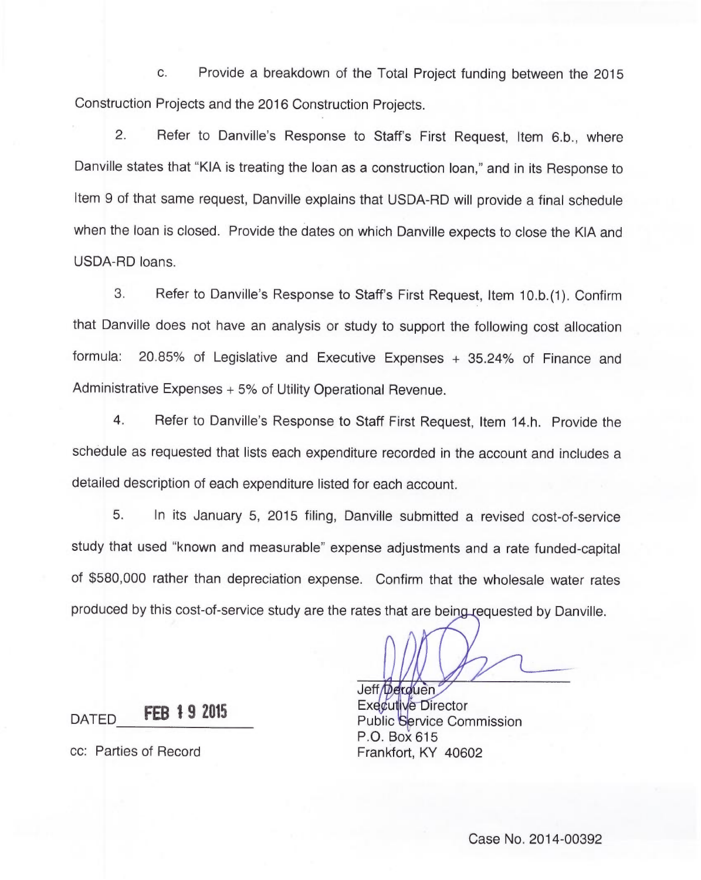c. Provide a breakdown of the Total Project funding between the 2015 Construction Projects and the 2016 Construction Projects.

2. Refer to Danville's Response to Staff's First Request, Item 6.b., where Danville states that "KIA is treating the loan as a construction loan," and in its Response to Item 9 of that same request, Danville explains that USDA-RD will provide a final schedule when the loan is closed. Provide the dates on which Danville expects to close the KIA and USDA-RD loans.

3. Refer to Danville's Response to Staff's First Request, Item 10.b.(1). Confirm that Danville does not have an analysis or study to support the following cost allocation formula: 20.85% of Legislative and Executive Expenses + 35.24% of Finance and Administrative Expenses + 5% of Utility Operational Revenue.

4. Refer to Danville's Response to Staff First Request, Item 14.h. Provide the schedule as requested that lists each expenditure recorded in the account and includes a detailed description of each expenditure listed for each account.

5. In its January 5, 2015 filing, Danville submitted a revised cost-of-service study that used "known and measurable" expense adjustments and a rate funded-capital of $580,000 rather than depreciation expense. Confirm that the wholesale water rates produced by this cost-of-service study are the rates that are being requested by Danville.

DATED FEB 19 2015

cc: Parties of Record

Jeff Derouen
Executive Director
Public Service Commission
P.O. Box 615
Frankfort, KY 40602

Case No. 2014-00392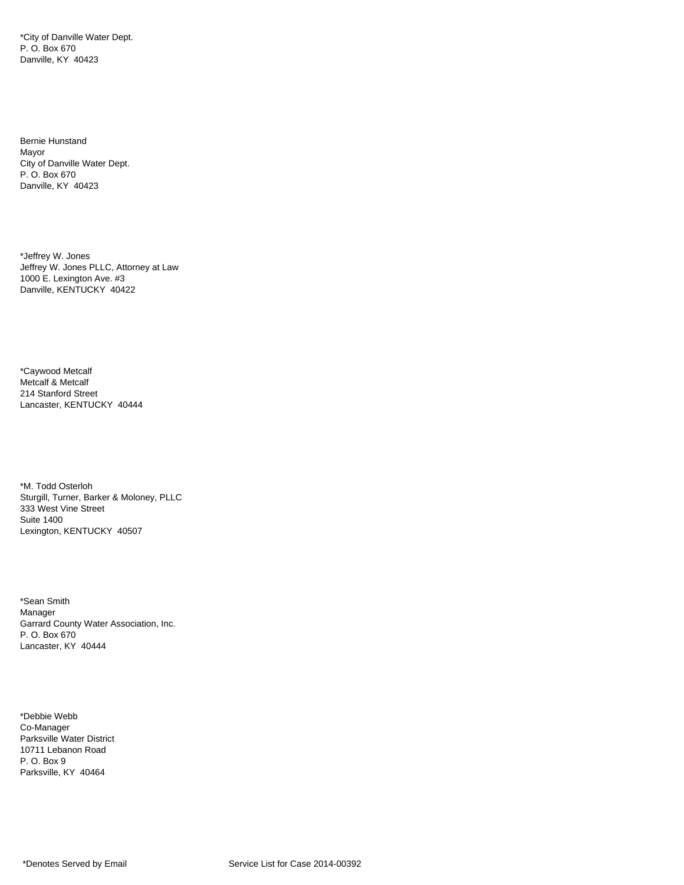*City of Danville Water Dept.
P. O. Box 670
Danville, KY 40423

Bernie Hunstand
Mayor
City of Danville Water Dept.
P. O. Box 670
Danville, KY 40423

*Jeffrey W. Jones
Jeffrey W. Jones PLLC, Attorney at Law
1000 E. Lexington Ave. #3
Danville, KENTUCKY 40422

*Caywood Metcalf
Metcalf & Metcalf
214 Stanford Street
Lancaster, KENTUCKY 40444

*M. Todd Osterloh
Sturgill, Turner, Barker & Moloney, PLLC
333 West Vine Street
Suite 1400
Lexington, KENTUCKY 40507

*Sean Smith
Manager
Garrard County Water Association, Inc.
P. O. Box 670
Lancaster, KY 40444

*Debbie Webb
Co-Manager
Parksville Water District
10711 Lebanon Road
P. O. Box 9
Parksville, KY 40464